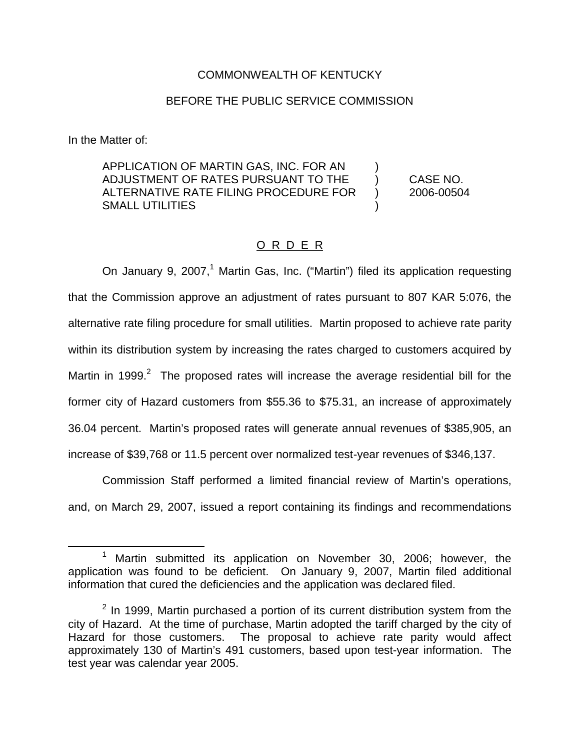COMMONWEALTH OF KENTUCKY

BEFORE THE PUBLIC SERVICE COMMISSION

In the Matter of:

APPLICATION OF MARTIN GAS, INC. FOR AN ADJUSTMENT OF RATES PURSUANT TO THE ALTERNATIVE RATE FILING PROCEDURE FOR SMALL UTILITIES ) CASE NO. 2006-00504

## O R D E R

On January 9, 2007,[1] Martin Gas, Inc. ("Martin") filed its application requesting that the Commission approve an adjustment of rates pursuant to 807 KAR 5:076, the alternative rate filing procedure for small utilities. Martin proposed to achieve rate parity within its distribution system by increasing the rates charged to customers acquired by Martin in 1999.[2] The proposed rates will increase the average residential bill for the former city of Hazard customers from $55.36 to $75.31, an increase of approximately 36.04 percent. Martin's proposed rates will generate annual revenues of $385,905, an increase of $39,768 or 11.5 percent over normalized test-year revenues of $346,137.

Commission Staff performed a limited financial review of Martin's operations, and, on March 29, 2007, issued a report containing its findings and recommendations

[1] Martin submitted its application on November 30, 2006; however, the application was found to be deficient. On January 9, 2007, Martin filed additional information that cured the deficiencies and the application was declared filed.

[2] In 1999, Martin purchased a portion of its current distribution system from the city of Hazard. At the time of purchase, Martin adopted the tariff charged by the city of Hazard for those customers. The proposal to achieve rate parity would affect approximately 130 of Martin's 491 customers, based upon test-year information. The test year was calendar year 2005.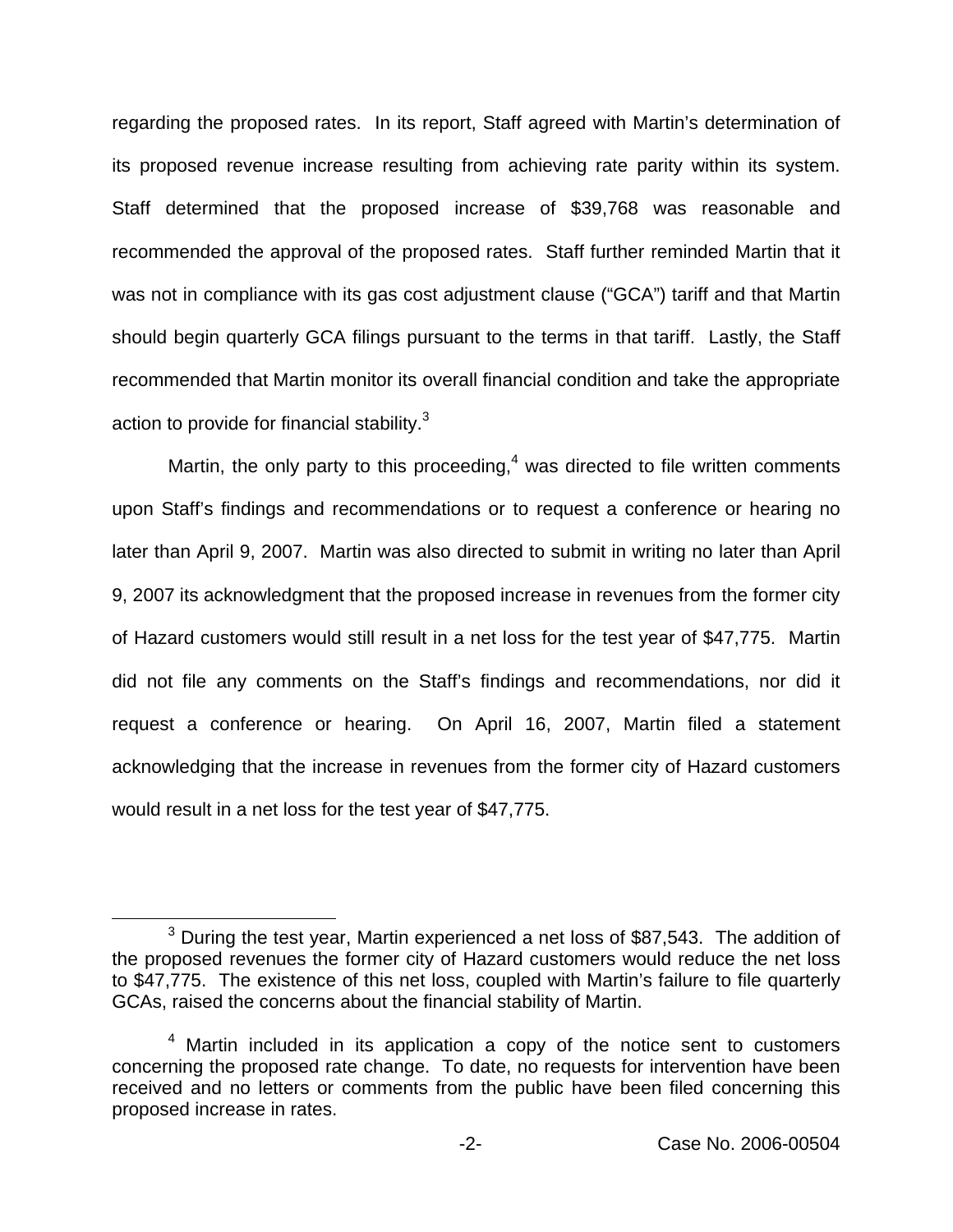regarding the proposed rates. In its report, Staff agreed with Martin's determination of its proposed revenue increase resulting from achieving rate parity within its system. Staff determined that the proposed increase of $39,768 was reasonable and recommended the approval of the proposed rates. Staff further reminded Martin that it was not in compliance with its gas cost adjustment clause ("GCA") tariff and that Martin should begin quarterly GCA filings pursuant to the terms in that tariff. Lastly, the Staff recommended that Martin monitor its overall financial condition and take the appropriate action to provide for financial stability.[3]

Martin, the only party to this proceeding,[4] was directed to file written comments upon Staff's findings and recommendations or to request a conference or hearing no later than April 9, 2007. Martin was also directed to submit in writing no later than April 9, 2007 its acknowledgment that the proposed increase in revenues from the former city of Hazard customers would still result in a net loss for the test year of $47,775. Martin did not file any comments on the Staff's findings and recommendations, nor did it request a conference or hearing. On April 16, 2007, Martin filed a statement acknowledging that the increase in revenues from the former city of Hazard customers would result in a net loss for the test year of $47,775.

---

[3] During the test year, Martin experienced a net loss of $87,543. The addition of the proposed revenues the former city of Hazard customers would reduce the net loss to $47,775. The existence of this net loss, coupled with Martin's failure to file quarterly GCAs, raised the concerns about the financial stability of Martin.

[4] Martin included in its application a copy of the notice sent to customers concerning the proposed rate change. To date, no requests for intervention have been received and no letters or comments from the public have been filed concerning this proposed increase in rates.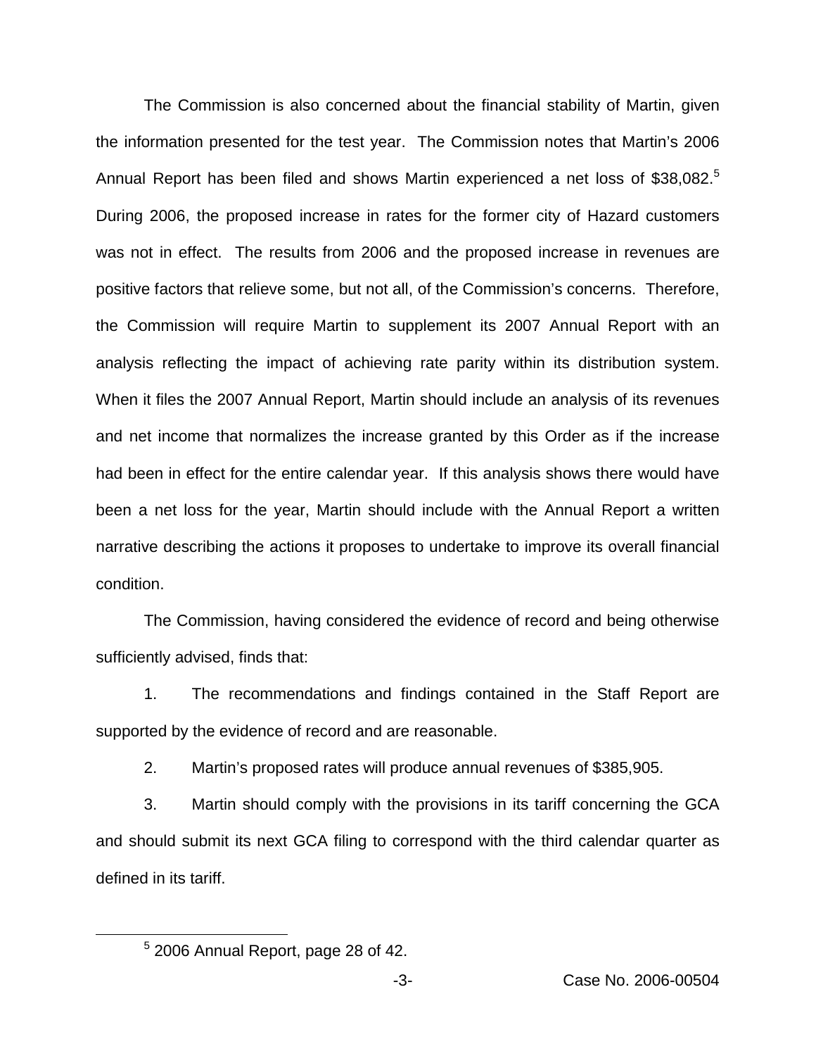The Commission is also concerned about the financial stability of Martin, given the information presented for the test year. The Commission notes that Martin's 2006 Annual Report has been filed and shows Martin experienced a net loss of $38,082.[5] During 2006, the proposed increase in rates for the former city of Hazard customers was not in effect. The results from 2006 and the proposed increase in revenues are positive factors that relieve some, but not all, of the Commission's concerns. Therefore, the Commission will require Martin to supplement its 2007 Annual Report with an analysis reflecting the impact of achieving rate parity within its distribution system. When it files the 2007 Annual Report, Martin should include an analysis of its revenues and net income that normalizes the increase granted by this Order as if the increase had been in effect for the entire calendar year. If this analysis shows there would have been a net loss for the year, Martin should include with the Annual Report a written narrative describing the actions it proposes to undertake to improve its overall financial condition.

The Commission, having considered the evidence of record and being otherwise sufficiently advised, finds that:

1. The recommendations and findings contained in the Staff Report are supported by the evidence of record and are reasonable.

2. Martin's proposed rates will produce annual revenues of $385,905.

3. Martin should comply with the provisions in its tariff concerning the GCA and should submit its next GCA filing to correspond with the third calendar quarter as defined in its tariff.

[5] 2006 Annual Report, page 28 of 42.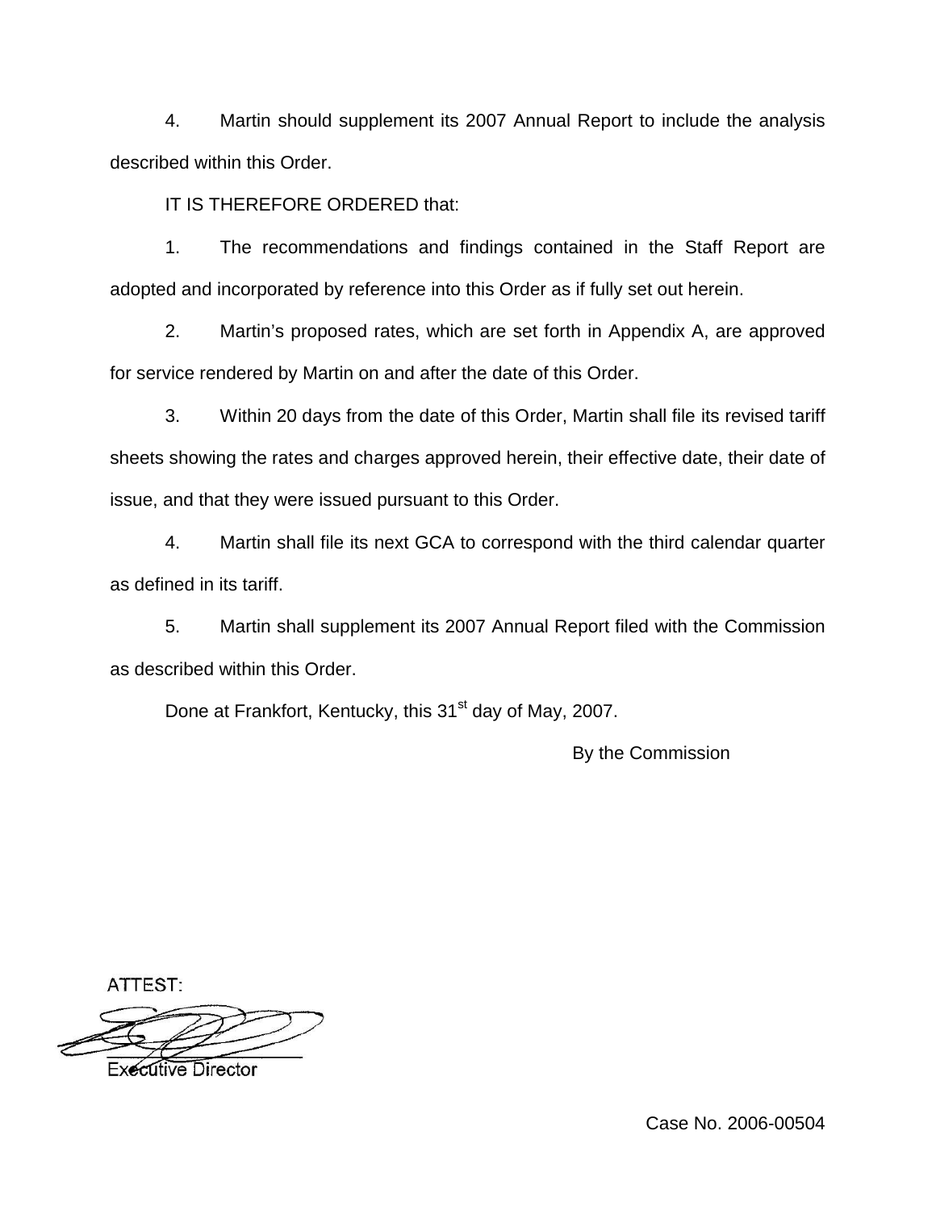4. Martin should supplement its 2007 Annual Report to include the analysis described within this Order.

IT IS THEREFORE ORDERED that:

1. The recommendations and findings contained in the Staff Report are adopted and incorporated by reference into this Order as if fully set out herein.

2. Martin's proposed rates, which are set forth in Appendix A, are approved for service rendered by Martin on and after the date of this Order.

3. Within 20 days from the date of this Order, Martin shall file its revised tariff sheets showing the rates and charges approved herein, their effective date, their date of issue, and that they were issued pursuant to this Order.

4. Martin shall file its next GCA to correspond with the third calendar quarter as defined in its tariff.

5. Martin shall supplement its 2007 Annual Report filed with the Commission as described within this Order.

Done at Frankfort, Kentucky, this 31st day of May, 2007.

By the Commission

ATTEST:

Executive Director

Case No. 2006-00504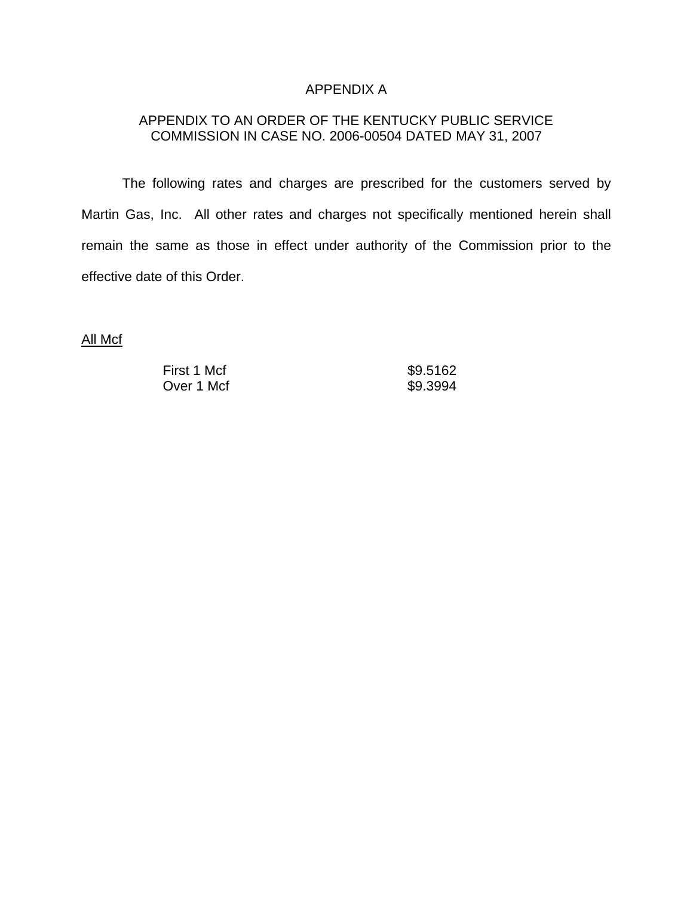# APPENDIX A

## APPENDIX TO AN ORDER OF THE KENTUCKY PUBLIC SERVICE COMMISSION IN CASE NO. 2006-00504 DATED MAY 31, 2007

The following rates and charges are prescribed for the customers served by Martin Gas, Inc. All other rates and charges not specifically mentioned herein shall remain the same as those in effect under authority of the Commission prior to the effective date of this Order.

<u>All Mcf</u>

| | |
|---|---|
| First 1 Mcf | $9.5162 |
| Over 1 Mcf | $9.3994 |